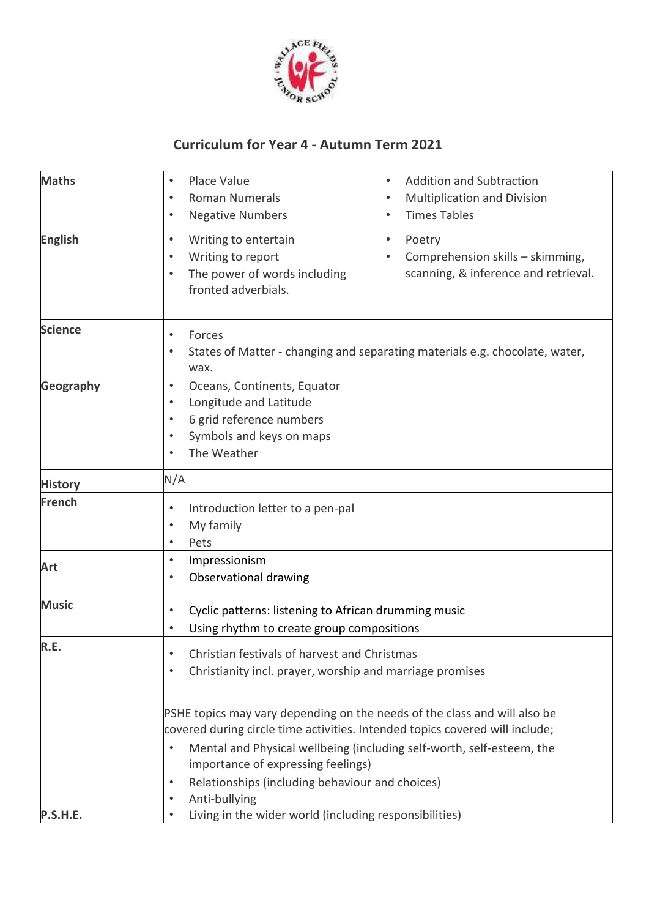## Curriculum for Year 4 - Autumn Term 2021

| | | |
|---|---|---|
| **Maths** | • Place Value<br>• Roman Numerals<br>• Negative Numbers | • Addition and Subtraction<br>• Multiplication and Division<br>• Times Tables |
| **English** | • Writing to entertain<br>• Writing to report<br>• The power of words including fronted adverbials. | • Poetry<br>• Comprehension skills – skimming, scanning, & inference and retrieval. |
| **Science** | • Forces<br>• States of Matter - changing and separating materials e.g. chocolate, water, wax. | |
| **Geography** | • Oceans, Continents, Equator<br>• Longitude and Latitude<br>• 6 grid reference numbers<br>• Symbols and keys on maps<br>• The Weather | |
| **History** | N/A | |
| **French** | • Introduction letter to a pen-pal<br>• My family<br>• Pets | |
| **Art** | • Impressionism<br>• Observational drawing | |
| **Music** | • Cyclic patterns: listening to African drumming music<br>• Using rhythm to create group compositions | |
| **R.E.** | • Christian festivals of harvest and Christmas<br>• Christianity incl. prayer, worship and marriage promises | |
| **P.S.H.E.** | PSHE topics may vary depending on the needs of the class and will also be covered during circle time activities. Intended topics covered will include;<br>• Mental and Physical wellbeing (including self-worth, self-esteem, the importance of expressing feelings)<br>• Relationships (including behaviour and choices)<br>• Anti-bullying<br>• Living in the wider world (including responsibilities) | |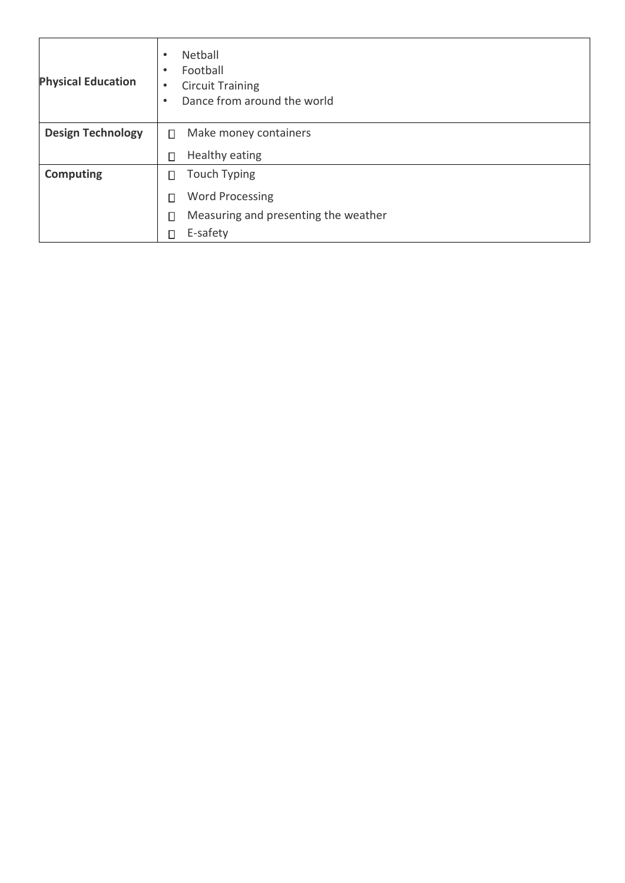| | |
|---|---|
| **Physical Education** | • Netball<br>• Football<br>• Circuit Training<br>• Dance from around the world |
| **Design Technology** | • Make money containers<br>• Healthy eating |
| **Computing** | • Touch Typing<br>• Word Processing<br>• Measuring and presenting the weather<br>• E-safety |